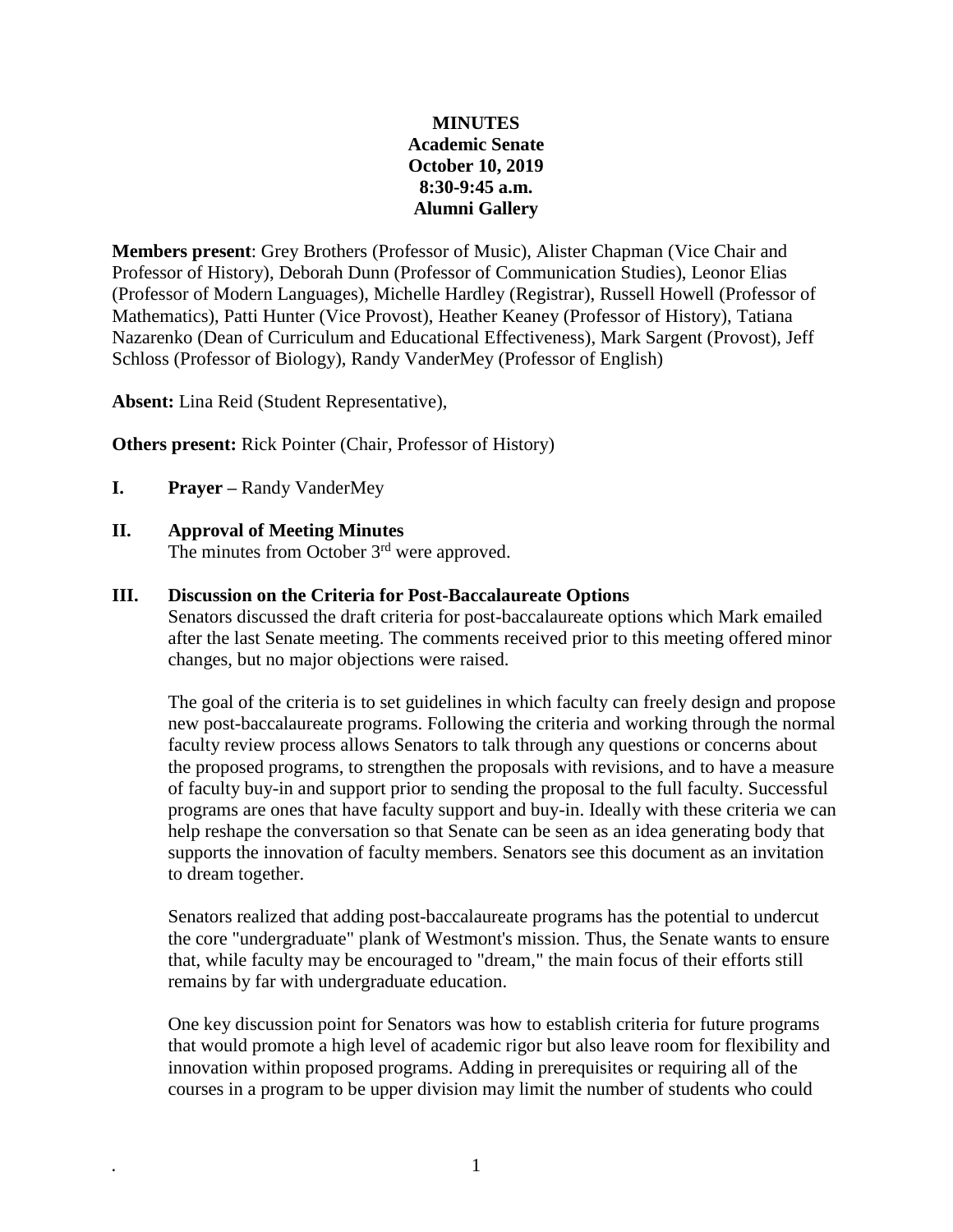**MINUTES**
**Academic Senate**
**October 10, 2019**
**8:30-9:45 a.m.**
**Alumni Gallery**

**Members present**: Grey Brothers (Professor of Music), Alister Chapman (Vice Chair and Professor of History), Deborah Dunn (Professor of Communication Studies), Leonor Elias (Professor of Modern Languages), Michelle Hardley (Registrar), Russell Howell (Professor of Mathematics), Patti Hunter (Vice Provost), Heather Keaney (Professor of History), Tatiana Nazarenko (Dean of Curriculum and Educational Effectiveness), Mark Sargent (Provost), Jeff Schloss (Professor of Biology), Randy VanderMey (Professor of English)

**Absent:** Lina Reid (Student Representative),

**Others present:** Rick Pointer (Chair, Professor of History)

**I. Prayer –** Randy VanderMey

**II. Approval of Meeting Minutes**

The minutes from October 3rd were approved.

**III. Discussion on the Criteria for Post-Baccalaureate Options**

Senators discussed the draft criteria for post-baccalaureate options which Mark emailed after the last Senate meeting. The comments received prior to this meeting offered minor changes, but no major objections were raised.

The goal of the criteria is to set guidelines in which faculty can freely design and propose new post-baccalaureate programs. Following the criteria and working through the normal faculty review process allows Senators to talk through any questions or concerns about the proposed programs, to strengthen the proposals with revisions, and to have a measure of faculty buy-in and support prior to sending the proposal to the full faculty. Successful programs are ones that have faculty support and buy-in. Ideally with these criteria we can help reshape the conversation so that Senate can be seen as an idea generating body that supports the innovation of faculty members. Senators see this document as an invitation to dream together.

Senators realized that adding post-baccalaureate programs has the potential to undercut the core "undergraduate" plank of Westmont's mission. Thus, the Senate wants to ensure that, while faculty may be encouraged to "dream," the main focus of their efforts still remains by far with undergraduate education.

One key discussion point for Senators was how to establish criteria for future programs that would promote a high level of academic rigor but also leave room for flexibility and innovation within proposed programs. Adding in prerequisites or requiring all of the courses in a program to be upper division may limit the number of students who could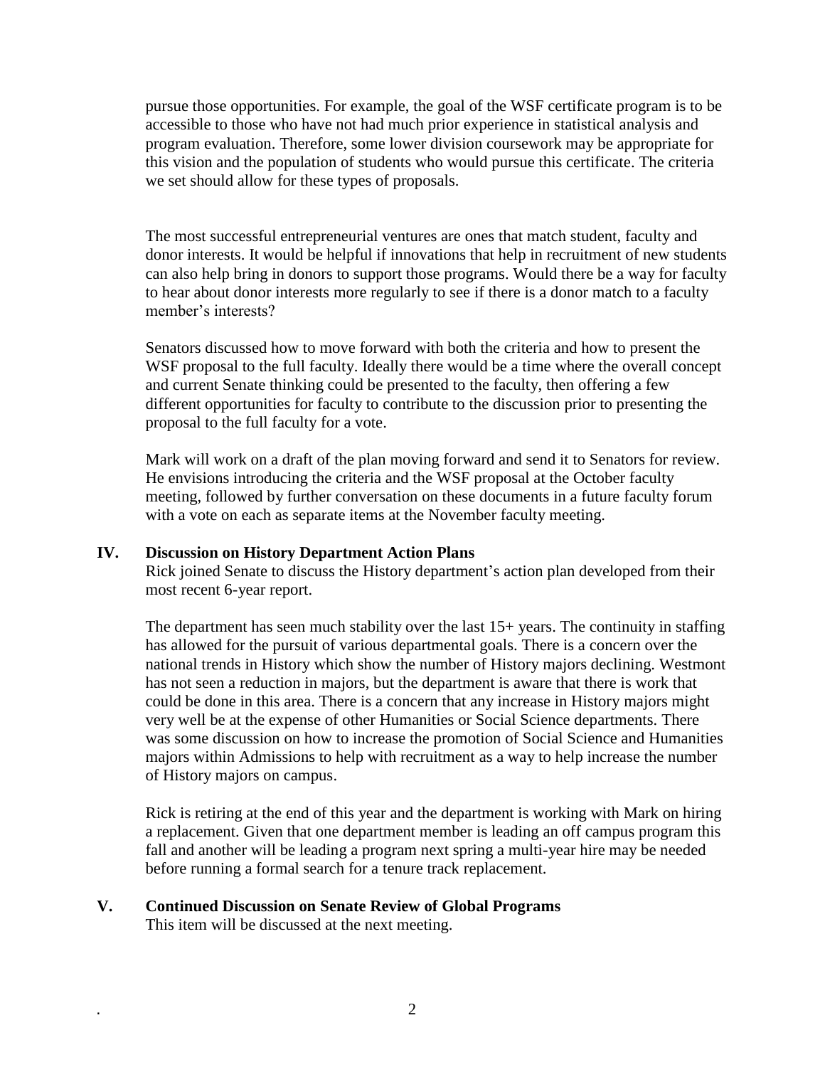pursue those opportunities. For example, the goal of the WSF certificate program is to be accessible to those who have not had much prior experience in statistical analysis and program evaluation. Therefore, some lower division coursework may be appropriate for this vision and the population of students who would pursue this certificate. The criteria we set should allow for these types of proposals.

The most successful entrepreneurial ventures are ones that match student, faculty and donor interests. It would be helpful if innovations that help in recruitment of new students can also help bring in donors to support those programs. Would there be a way for faculty to hear about donor interests more regularly to see if there is a donor match to a faculty member's interests?

Senators discussed how to move forward with both the criteria and how to present the WSF proposal to the full faculty. Ideally there would be a time where the overall concept and current Senate thinking could be presented to the faculty, then offering a few different opportunities for faculty to contribute to the discussion prior to presenting the proposal to the full faculty for a vote.

Mark will work on a draft of the plan moving forward and send it to Senators for review. He envisions introducing the criteria and the WSF proposal at the October faculty meeting, followed by further conversation on these documents in a future faculty forum with a vote on each as separate items at the November faculty meeting.

## IV. Discussion on History Department Action Plans

Rick joined Senate to discuss the History department's action plan developed from their most recent 6-year report.

The department has seen much stability over the last 15+ years. The continuity in staffing has allowed for the pursuit of various departmental goals. There is a concern over the national trends in History which show the number of History majors declining. Westmont has not seen a reduction in majors, but the department is aware that there is work that could be done in this area. There is a concern that any increase in History majors might very well be at the expense of other Humanities or Social Science departments. There was some discussion on how to increase the promotion of Social Science and Humanities majors within Admissions to help with recruitment as a way to help increase the number of History majors on campus.

Rick is retiring at the end of this year and the department is working with Mark on hiring a replacement. Given that one department member is leading an off campus program this fall and another will be leading a program next spring a multi-year hire may be needed before running a formal search for a tenure track replacement.

## V. Continued Discussion on Senate Review of Global Programs

This item will be discussed at the next meeting.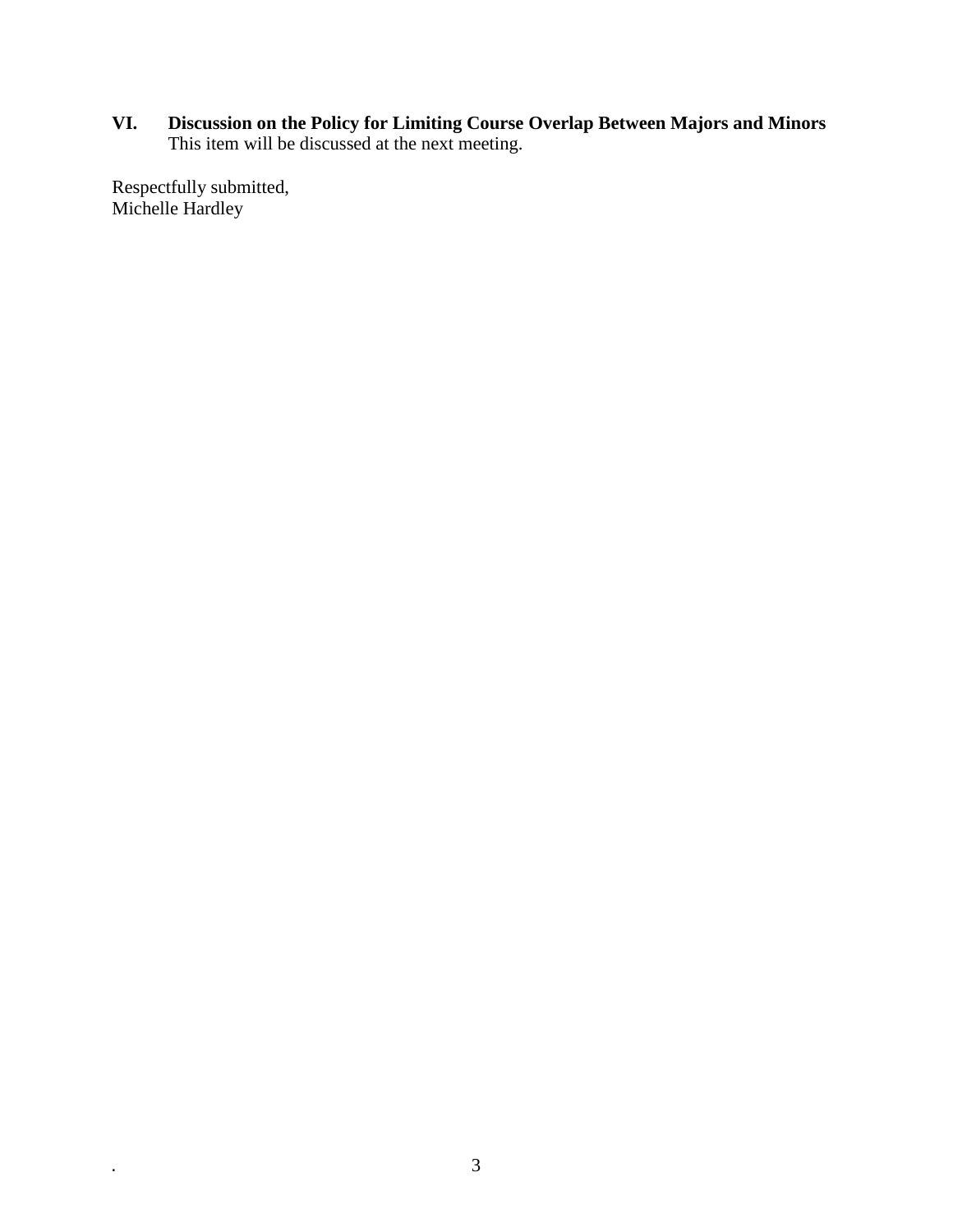## VI. Discussion on the Policy for Limiting Course Overlap Between Majors and Minors

This item will be discussed at the next meeting.

Respectfully submitted,
Michelle Hardley